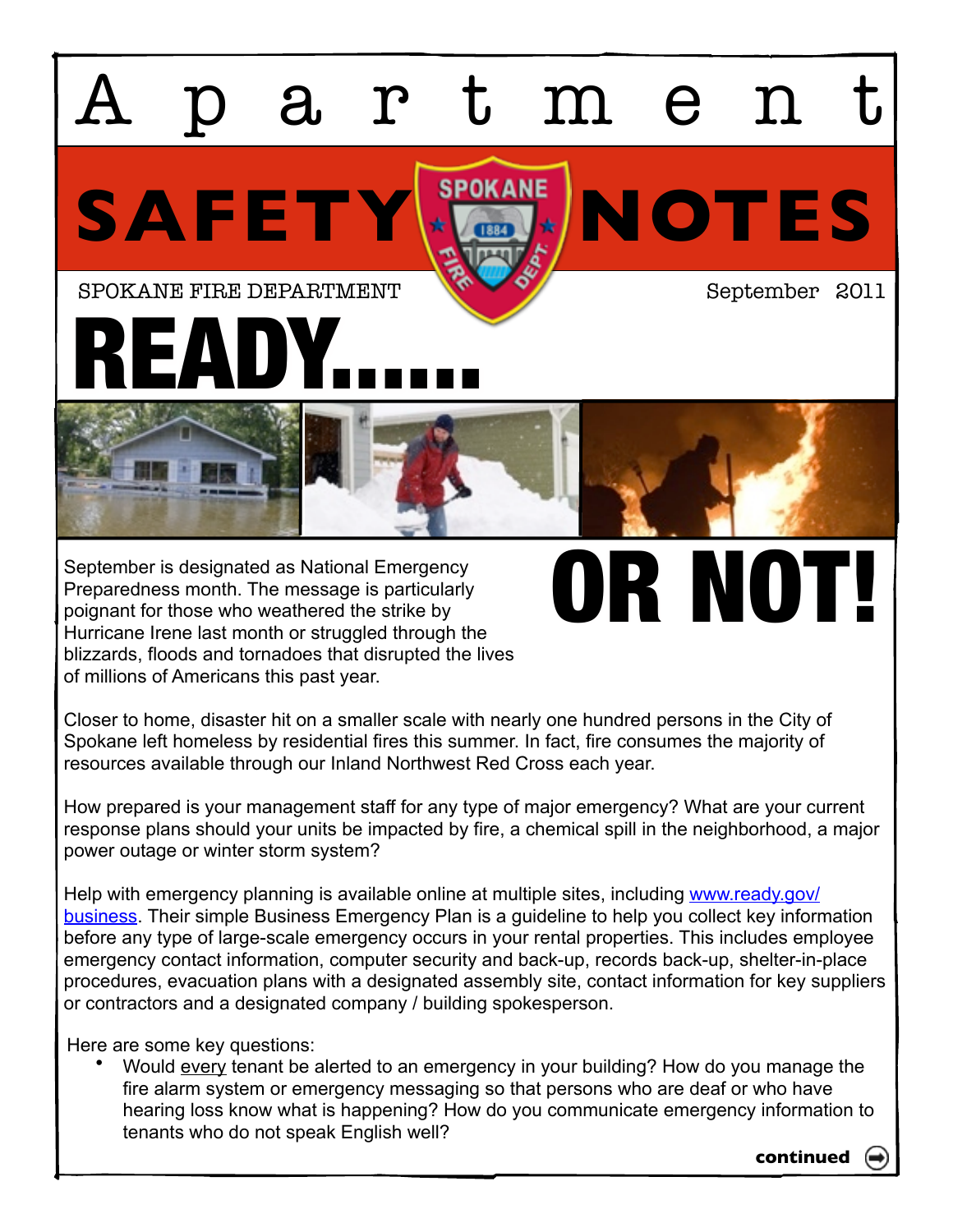# Apartment

# SAFETY NOTES

SPOKANE FIRE DEPARTMENT

September 2011

# READY......

# OR NOT!

September is designated as National Emergency Preparedness month. The message is particularly poignant for those who weathered the strike by Hurricane Irene last month or struggled through the blizzards, floods and tornadoes that disrupted the lives of millions of Americans this past year.

Closer to home, disaster hit on a smaller scale with nearly one hundred persons in the City of Spokane left homeless by residential fires this summer. In fact, fire consumes the majority of resources available through our Inland Northwest Red Cross each year.

How prepared is your management staff for any type of major emergency? What are your current response plans should your units be impacted by fire, a chemical spill in the neighborhood, a major power outage or winter storm system?

Help with emergency planning is available online at multiple sites, including [www.ready.gov/business](www.ready.gov/business). Their simple Business Emergency Plan is a guideline to help you collect key information before any type of large-scale emergency occurs in your rental properties. This includes employee emergency contact information, computer security and back-up, records back-up, shelter-in-place procedures, evacuation plans with a designated assembly site, contact information for key suppliers or contractors and a designated company / building spokesperson.

Here are some key questions:

- Would every tenant be alerted to an emergency in your building? How do you manage the fire alarm system or emergency messaging so that persons who are deaf or who have hearing loss know what is happening? How do you communicate emergency information to tenants who do not speak English well?

**continued**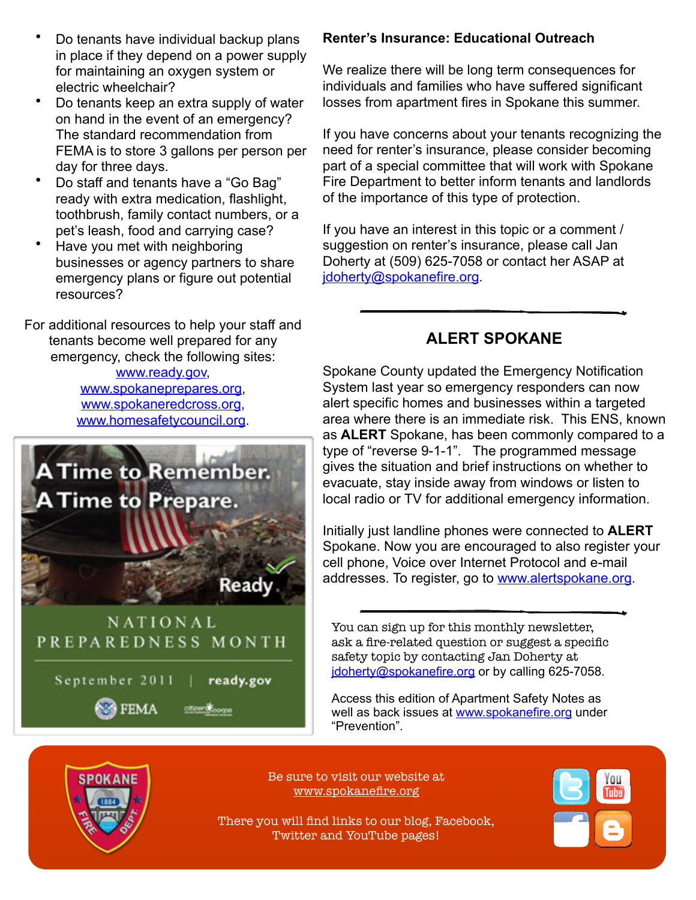- Do tenants have individual backup plans in place if they depend on a power supply for maintaining an oxygen system or electric wheelchair?
- Do tenants keep an extra supply of water on hand in the event of an emergency? The standard recommendation from FEMA is to store 3 gallons per person per day for three days.
- Do staff and tenants have a "Go Bag" ready with extra medication, flashlight, toothbrush, family contact numbers, or a pet's leash, food and carrying case?
- Have you met with neighboring businesses or agency partners to share emergency plans or figure out potential resources?

For additional resources to help your staff and tenants become well prepared for any emergency, check the following sites: www.ready.gov, www.spokaneprepares.org, www.spokaneredcross.org, www.homesafetycouncil.org.

A Time to Remember. A Time to Prepare.

Ready

NATIONAL PREPAREDNESS MONTH

September 2011 | ready.gov

FEMA

**Renter's Insurance: Educational Outreach**

We realize there will be long term consequences for individuals and families who have suffered significant losses from apartment fires in Spokane this summer.

If you have concerns about your tenants recognizing the need for renter's insurance, please consider becoming part of a special committee that will work with Spokane Fire Department to better inform tenants and landlords of the importance of this type of protection.

If you have an interest in this topic or a comment / suggestion on renter's insurance, please call Jan Doherty at (509) 625-7058 or contact her ASAP at jdoherty@spokanefire.org.

---

## ALERT SPOKANE

Spokane County updated the Emergency Notification System last year so emergency responders can now alert specific homes and businesses within a targeted area where there is an immediate risk. This ENS, known as **ALERT** Spokane, has been commonly compared to a type of "reverse 9-1-1". The programmed message gives the situation and brief instructions on whether to evacuate, stay inside away from windows or listen to local radio or TV for additional emergency information.

Initially just landline phones were connected to **ALERT** Spokane. Now you are encouraged to also register your cell phone, Voice over Internet Protocol and e-mail addresses. To register, go to www.alertspokane.org.

---

You can sign up for this monthly newsletter, ask a fire-related question or suggest a specific safety topic by contacting Jan Doherty at jdoherty@spokanefire.org or by calling 625-7058.

Access this edition of Apartment Safety Notes as well as back issues at www.spokanefire.org under "Prevention".

Be sure to visit our website at www.spokanefire.org

There you will find links to our blog, Facebook, Twitter and YouTube pages!